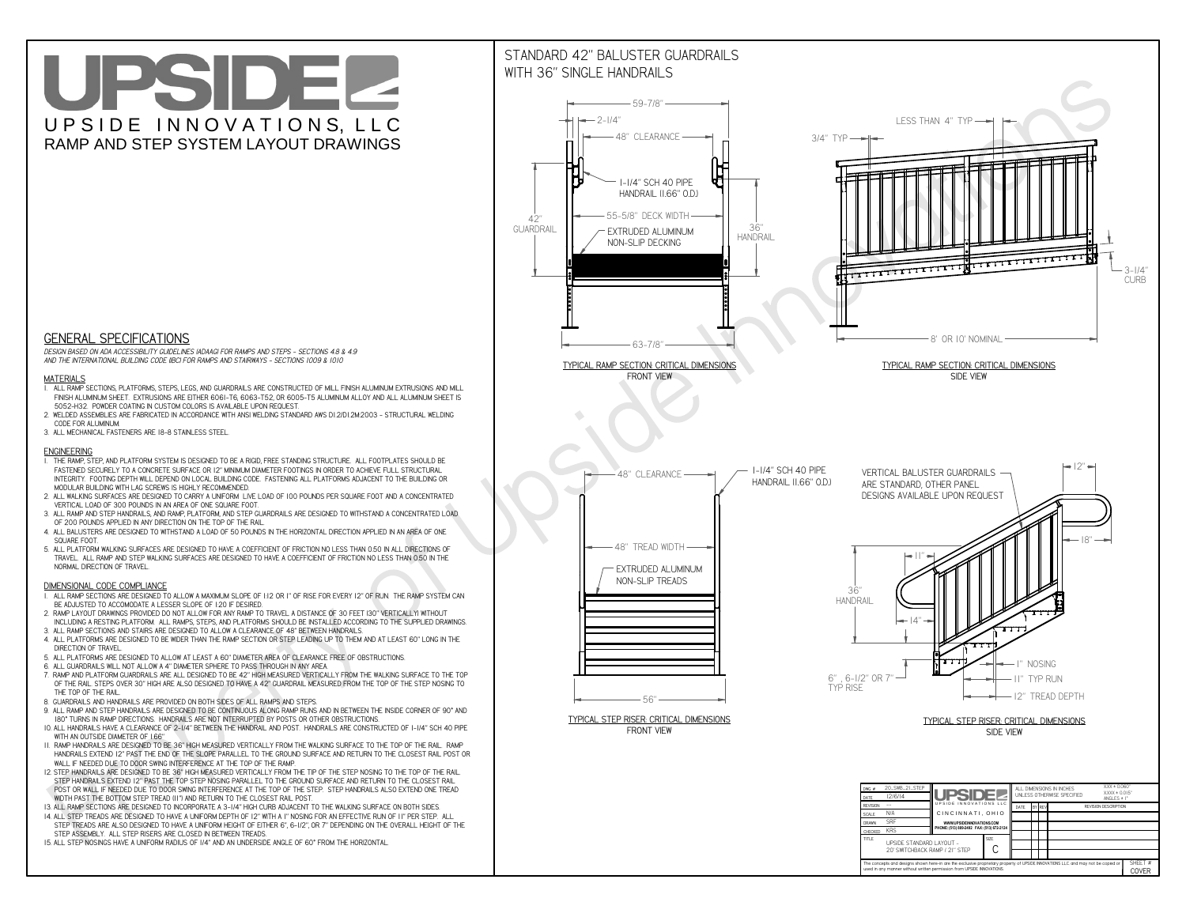# UPSIDE

UPSIDE INNOVATIONS, LLC

RAMP AND STEP SYSTEM LAYOUT DRAWINGS

## GENERAL SPECIFICATIONS

*DESIGN BASED ON ADA ACCESSIBILITY GUIDELINES (ADAAG) FOR RAMPS AND STEPS - SECTIONS 4.8 & 4.9 AND THE INTERNATIONAL BUILDING CODE (IBC) FOR RAMPS AND STAIRWAYS - SECTIONS 1009 & 1010*

### MATERIALS

1. ALL RAMP SECTIONS, PLATFORMS, STEPS, LEGS, AND GUARDRAILS ARE CONSTRUCTED OF MILL FINISH ALUMINUM EXTRUSIONS AND MILL FINISH ALUMINUM SHEET. EXTRUSIONS ARE EITHER 6061-T6, 6063-T52, OR 6005-T5 ALUMINUM ALLOY AND ALL ALUMINUM SHEET IS 5052-H32. POWDER COATING IN CUSTOM COLORS IS AVAILABLE UPON REQUEST.
2. WELDED ASSEMBLIES ARE FABRICATED IN ACCORDANCE WITH ANSI WELDING STANDARD AWS D1.2/D1.2M:2003 - STRUCTURAL WELDING CODE FOR ALUMINUM.
3. ALL MECHANICAL FASTENERS ARE 18-8 STAINLESS STEEL.

### ENGINEERING

1. THE RAMP, STEP, AND PLATFORM SYSTEM IS DESIGNED TO BE A RIGID, FREE STANDING STRUCTURE. ALL FOOTPLATES SHOULD BE FASTENED SECURELY TO A CONCRETE SURFACE OR 12" MINIMUM DIAMETER CONCRETE FOOTINGS IN ORDER TO ACHIEVE FULL STRUCTURAL INTEGRITY. FOOTING DEPTH WILL DEPEND ON LOCAL BUILDING CODE. FASTENING ALL PLATFORMS ADJACENT TO THE BUILDING OR MODULAR BUILDING WITH LAG SCREWS IS HIGHLY RECOMMENDED.
2. ALL WALKING SURFACES ARE DESIGNED TO CARRY A UNIFORM LIVE LOAD OF 100 POUNDS PER SQUARE FOOT AND A CONCENTRATED VERTICAL LOAD OF 300 POUNDS IN AN AREA OF ONE SQUARE FOOT.
3. ALL RAMP AND STEP HANDRAILS, AND RAMP, PLATFORM, AND STEP GUARDRAILS ARE DESIGNED TO WITHSTAND A CONCENTRATED LOAD OF 200 POUNDS APPLIED IN ANY DIRECTION ON THE TOP OF THE RAIL.
4. ALL BALUSTERS ARE DESIGNED TO WITHSTAND A LOAD OF 50 POUNDS IN THE HORIZONTAL DIRECTION APPLIED IN AN AREA OF ONE SQUARE FOOT.
5. ALL PLATFORM WALKING SURFACES ARE DESIGNED TO HAVE A COEFFICIENT OF FRICTION NO LESS THAN 0.50 IN ALL DIRECTIONS OF TRAVEL. ALL RAMP AND STEP WALKING SURFACES ARE DESIGNED TO HAVE A COEFFICIENT OF FRICTION NO LESS THAN 0.50 IN THE NORMAL DIRECTION OF TRAVEL.

### DIMENSIONAL CODE COMPLIANCE

1. ALL RAMP SECTIONS ARE DESIGNED TO ALLOW A MAXIMUM SLOPE OF 1:12 OR 1" OF RISE FOR EVERY 12" OF RUN. THE RAMP SYSTEM CAN BE ADJUSTED TO ACCOMODATE A LESSER SLOPE OF 1:20 IF DESIRED.
2. RAMP LAYOUT DRAWINGS PROVIDED DO NOT ALLOW FOR ANY RAMP TO TRAVEL A DISTANCE OF 30 FEET (30" VERTICALLY) WITHOUT INCLUDING A RESTING PLATFORM. ALL RAMPS, STEPS, AND PLATFORMS SHOULD BE INSTALLED ACCORDING TO THE SUPPLIED DRAWINGS.
3. ALL RAMP SECTIONS AND STAIRS ARE DESIGNED TO ALLOW A CLEARANCE OF 48" BETWEEN HANDRAILS.
4. ALL PLATFORMS ARE DESIGNED TO BE WIDER THAN THE RAMP SECTION OR STEP LEADING UP TO THEM AND AT LEAST 60" LONG IN THE DIRECTION OF TRAVEL.
5. ALL PLATFORMS ARE DESIGNED TO ALLOW AT LEAST A 60" DIAMETER AREA OF CLEARANCE FREE OF OBSTRUCTIONS.
6. ALL GUARDRAILS WILL NOT ALLOW A 4" DIAMETER SPHERE TO PASS THROUGH IN ANY AREA.
7. RAMP AND PLATFORM GUARDRAILS ARE ALL DESIGNED TO BE 42" HIGH MEASURED VERTICALLY FROM THE WALKING SURFACE TO THE TOP OF THE RAIL. STEPS OVER 30" HIGH ARE ALSO DESIGNED TO HAVE A 42" GUARDRAIL MEASURED FROM THE TOP OF THE STEP NOSING TO THE TOP OF THE RAIL.
8. GUARDRAILS AND HANDRAILS ARE PROVIDED ON BOTH SIDES OF ALL RAMPS AND STEPS.
9. ALL RAMP AND STEP HANDRAILS ARE DESIGNED TO BE CONTINUOUS ALONG RAMP RUNS AND IN BETWEEN THE INSIDE CORNER OF 90° AND 180° TURNS IN RAMP DIRECTIONS. HANDRAILS ARE NOT INTERRUPTED BY POSTS OR OTHER OBSTRUCTIONS.
10. ALL HANDRAILS HAVE A CLEARANCE OF 2-1/4" BETWEEN THE HANDRAIL AND POST. HANDRAILS ARE CONSTRUCTED OF 1-1/4" SCH 40 PIPE WITH AN OUTSIDE DIAMETER OF 1.66"
11. RAMP HANDRAILS ARE DESIGNED TO BE 36" HIGH MEASURED VERTICALLY FROM THE WALKING SURFACE TO THE TOP OF THE RAIL. RAMP HANDRAILS EXTEND 12" PAST THE END OF THE SLOPE PARALLEL TO THE GROUND SURFACE AND RETURN TO THE CLOSEST RAIL POST OR WALL IF NEEDED DUE TO DOOR SWING INTERFERENCE AT THE TOP OF THE RAMP.
12. STEP HANDRAILS ARE DESIGNED TO BE 36" HIGH MEASURED VERTICALLY FROM THE TIP OF THE STEP NOSING TO THE TOP OF THE RAIL. STEP HANDRAILS EXTEND 12" PAST THE TOP STEP NOSING PARALLEL TO THE GROUND SURFACE AND RETURN TO THE CLOSEST RAIL POST OR WALL IF NEEDED DUE TO DOOR SWING INTERFERENCE AT THE TOP OF THE STEP. STEP HANDRAILS ALSO EXTEND ONE TREAD WIDTH PAST THE BOTTOM STEP TREAD (11") AND RETURN TO THE CLOSEST RAIL POST.
13. ALL RAMP SECTIONS ARE DESIGNED TO INCORPORATE A 3-1/4" HIGH CURB ADJACENT TO THE WALKING SURFACE ON BOTH SIDES.
14. ALL STEP TREADS ARE DESIGNED TO HAVE A UNIFORM DEPTH OF 12" WITH A 1" NOSING FOR AN EFFECTIVE RUN OF 11" PER STEP. ALL STEP TREADS ARE ALSO DESIGNED TO HAVE A UNIFORM HEIGHT OF EITHER 6", 6-1/2", OR 7" DEPENDING ON THE OVERALL HEIGHT OF THE STEP ASSEMBLY. ALL STEP RISERS ARE CLOSED IN BETWEEN TREADS.
15. ALL STEP NOSINGS HAVE A UNIFORM RADIUS OF 1/4" AND AN UNDERSIDE ANGLE OF 60° FROM THE HORIZONTAL.

## STANDARD 42" BALUSTER GUARDRAILS WITH 36" SINGLE HANDRAILS

59-7/8" · 2-1/4" · 48" CLEARANCE · 1-1/4" SCH 40 PIPE HANDRAIL (1.66" O.D.) · 42" GUARDRAIL · 55-5/8" DECK WIDTH · 36" HANDRAIL · EXTRUDED ALUMINUM NON-SLIP DECKING · 63-7/8"

TYPICAL RAMP SECTION: CRITICAL DIMENSIONS
FRONT VIEW

LESS THAN 4" TYP · 3/4" TYP · 3-1/4" CURB · 8' OR 10' NOMINAL

TYPICAL RAMP SECTION: CRITICAL DIMENSIONS
SIDE VIEW

48" CLEARANCE · 1-1/4" SCH 40 PIPE HANDRAIL (1.66" O.D.) · 48" TREAD WIDTH · EXTRUDED ALUMINUM NON-SLIP TREADS · 56"

TYPICAL STEP RISER: CRITICAL DIMENSIONS
FRONT VIEW

VERTICAL BALUSTER GUARDRAILS ARE STANDARD, OTHER PANEL DESIGNS AVAILABLE UPON REQUEST · 12" · 18" · 11" · 36" HANDRAIL · 14" · 1" NOSING · 11" TYP RUN · 12" TREAD DEPTH · 6", 6-1/2" OR 7" TYP RISE

TYPICAL STEP RISER: CRITICAL DIMENSIONS
SIDE VIEW

| DWG # | 20_SWB_21_STEP | UPSIDE / UPSIDE INNOVATIONS LLC | ALL DIMENSIONS IN INCHES UNLESS OTHERWISE SPECIFIED | X.XX = 0.060" X.XXX = 0.015" ANGLES = 1° |
|---|---|---|---|---|
| DATE | 12/6/14 | CINCINNATI, OHIO | | |
| REVISION | --- | WWW.UPSIDEINNOVATIONS.COM PHONE: (513) 889-2492 FAX: (513) 672-2124 | DATE / BY / REV | REVISION DESCRIPTION |
| SCALE | N/A | | | |
| DRAWN | SRF | | | |
| CHECKED | KRS | | | |
| TITLE | UPSIDE STANDARD LAYOUT - 20' SWITCHBACK RAMP / 21" STEP | SIZE C | | |

The concepts and designs shown here-in are the exclusive proprietary property of UPSIDE INNOVATIONS LLC and may not be copied or used in any manner without written permission from UPSIDE INNOVATIONS.

SHEET # COVER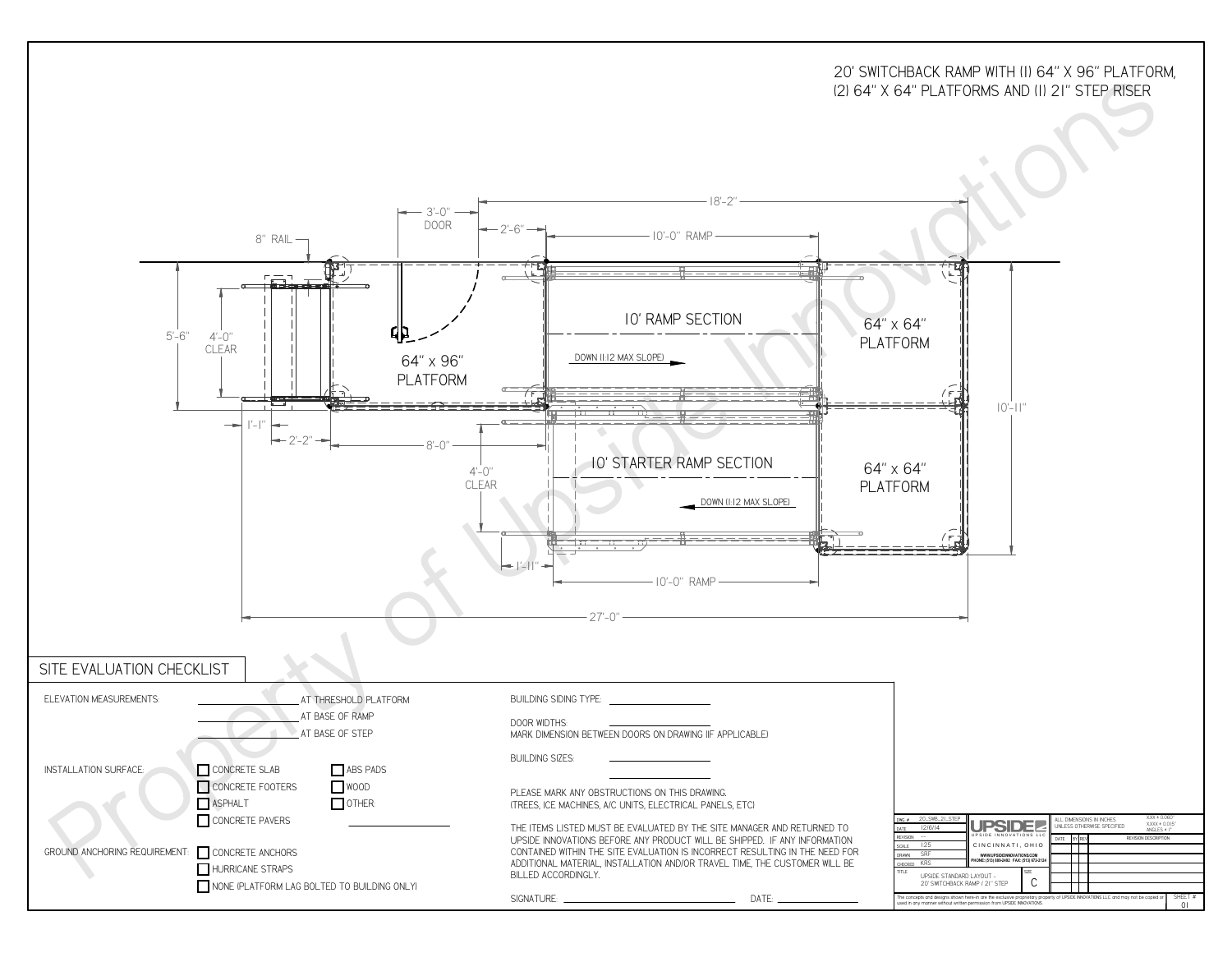# 20' SWITCHBACK RAMP WITH (1) 64" X 96" PLATFORM, (2) 64" X 64" PLATFORMS AND (1) 21" STEP RISER

8" RAIL

3'-0" DOOR

2'-6"

18'-2"

10'-0" RAMP

5'-6"

4'-0" CLEAR

64" x 96" PLATFORM

10' RAMP SECTION

DOWN (1:12 MAX SLOPE)

64" x 64" PLATFORM

10'-11"

1'-1"

2'-2"

8'-0"

4'-0" CLEAR

10' STARTER RAMP SECTION

DOWN (1:12 MAX SLOPE)

64" x 64" PLATFORM

1'-11"

10'-0" RAMP

27'-0"

Property of Upside Innovations

## SITE EVALUATION CHECKLIST

ELEVATION MEASUREMENTS:
- ________ AT THRESHOLD PLATFORM
- ________ AT BASE OF RAMP
- ________ AT BASE OF STEP

INSTALLATION SURFACE:
- ☐ CONCRETE SLAB
- ☐ ABS PADS
- ☐ CONCRETE FOOTERS
- ☐ WOOD
- ☐ ASPHALT
- ☐ OTHER
- ☐ CONCRETE PAVERS

________

GROUND ANCHORING REQUIREMENT:
- ☐ CONCRETE ANCHORS
- ☐ HURRICANE STRAPS
- ☐ NONE (PLATFORM LAG BOLTED TO BUILDING ONLY)

BUILDING SIDING TYPE: ________

DOOR WIDTHS: ________
MARK DIMENSION BETWEEN DOORS ON DRAWING (IF APPLICABLE)

BUILDING SIZES: ________
________

PLEASE MARK ANY OBSTRUCTIONS ON THIS DRAWING.
(TREES, ICE MACHINES, A/C UNITS, ELECTRICAL PANELS, ETC)

THE ITEMS LISTED MUST BE EVALUATED BY THE SITE MANAGER AND RETURNED TO UPSIDE INNOVATIONS BEFORE ANY PRODUCT WILL BE SHIPPED. IF ANY INFORMATION CONTAINED WITHIN THE SITE EVALUATION IS INCORRECT RESULTING IN THE NEED FOR ADDITIONAL MATERIAL, INSTALLATION AND/OR TRAVEL TIME, THE CUSTOMER WILL BE BILLED ACCORDINGLY.

SIGNATURE: ________ DATE: ________

| | |
|---|---|
| DWG # | 20_SWB_21_STEP |
| DATE | 12/6/14 |
| REVISION | --- |
| SCALE | 1:25 |
| DRAWN | SRF |
| CHECKED | KRS |

UPSIDE INNOVATIONS LLC
CINCINNATI, OHIO
WWW.UPSIDEINNOVATIONS.COM
PHONE: (513) 889-2492 FAX: (513) 672-2124

TITLE: UPSIDE STANDARD LAYOUT - 20' SWITCHBACK RAMP / 21" STEP

SIZE: C

ALL DIMENSIONS IN INCHES UNLESS OTHERWISE SPECIFIED
XXX ± 0.060"
XXXX ± 0.015"
ANGLES ± 1°

| DATE | BY | REV | REVISION DESCRIPTION |
|---|---|---|---|
| | | | |

The concepts and designs shown here-in are the exclusive proprietary property of UPSIDE INNOVATIONS LLC and may not be copied or used in any manner without written permission from UPSIDE INNOVATIONS.

SHEET # 01